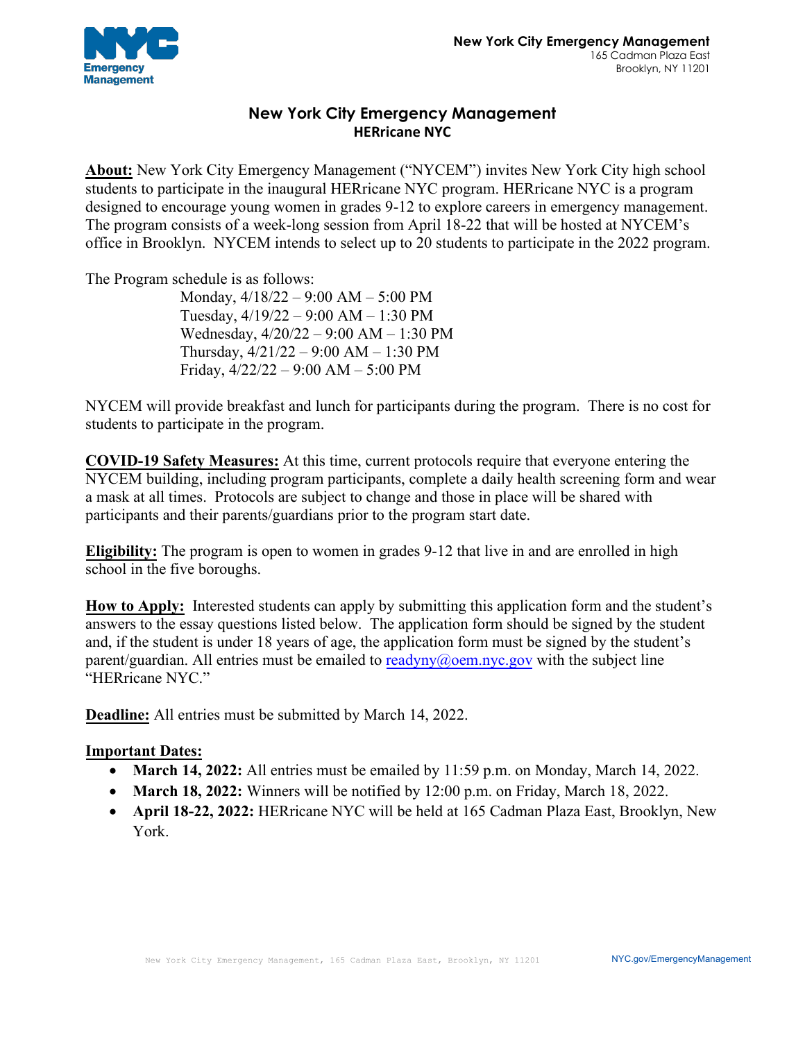New York City Emergency Management
165 Cadman Plaza East
Brooklyn, NY 11201

# New York City Emergency Management
## HERricane NYC

**About:** New York City Emergency Management ("NYCEM") invites New York City high school students to participate in the inaugural HERricane NYC program. HERricane NYC is a program designed to encourage young women in grades 9-12 to explore careers in emergency management. The program consists of a week-long session from April 18-22 that will be hosted at NYCEM's office in Brooklyn. NYCEM intends to select up to 20 students to participate in the 2022 program.

The Program schedule is as follows:

Monday, 4/18/22 – 9:00 AM – 5:00 PM
Tuesday, 4/19/22 – 9:00 AM – 1:30 PM
Wednesday, 4/20/22 – 9:00 AM – 1:30 PM
Thursday, 4/21/22 – 9:00 AM – 1:30 PM
Friday, 4/22/22 – 9:00 AM – 5:00 PM

NYCEM will provide breakfast and lunch for participants during the program. There is no cost for students to participate in the program.

**COVID-19 Safety Measures:** At this time, current protocols require that everyone entering the NYCEM building, including program participants, complete a daily health screening form and wear a mask at all times. Protocols are subject to change and those in place will be shared with participants and their parents/guardians prior to the program start date.

**Eligibility:** The program is open to women in grades 9-12 that live in and are enrolled in high school in the five boroughs.

**How to Apply:** Interested students can apply by submitting this application form and the student's answers to the essay questions listed below. The application form should be signed by the student and, if the student is under 18 years of age, the application form must be signed by the student's parent/guardian. All entries must be emailed to readyny@oem.nyc.gov with the subject line "HERricane NYC."

**Deadline:** All entries must be submitted by March 14, 2022.

**Important Dates:**

- **March 14, 2022:** All entries must be emailed by 11:59 p.m. on Monday, March 14, 2022.
- **March 18, 2022:** Winners will be notified by 12:00 p.m. on Friday, March 18, 2022.
- **April 18-22, 2022:** HERricane NYC will be held at 165 Cadman Plaza East, Brooklyn, New York.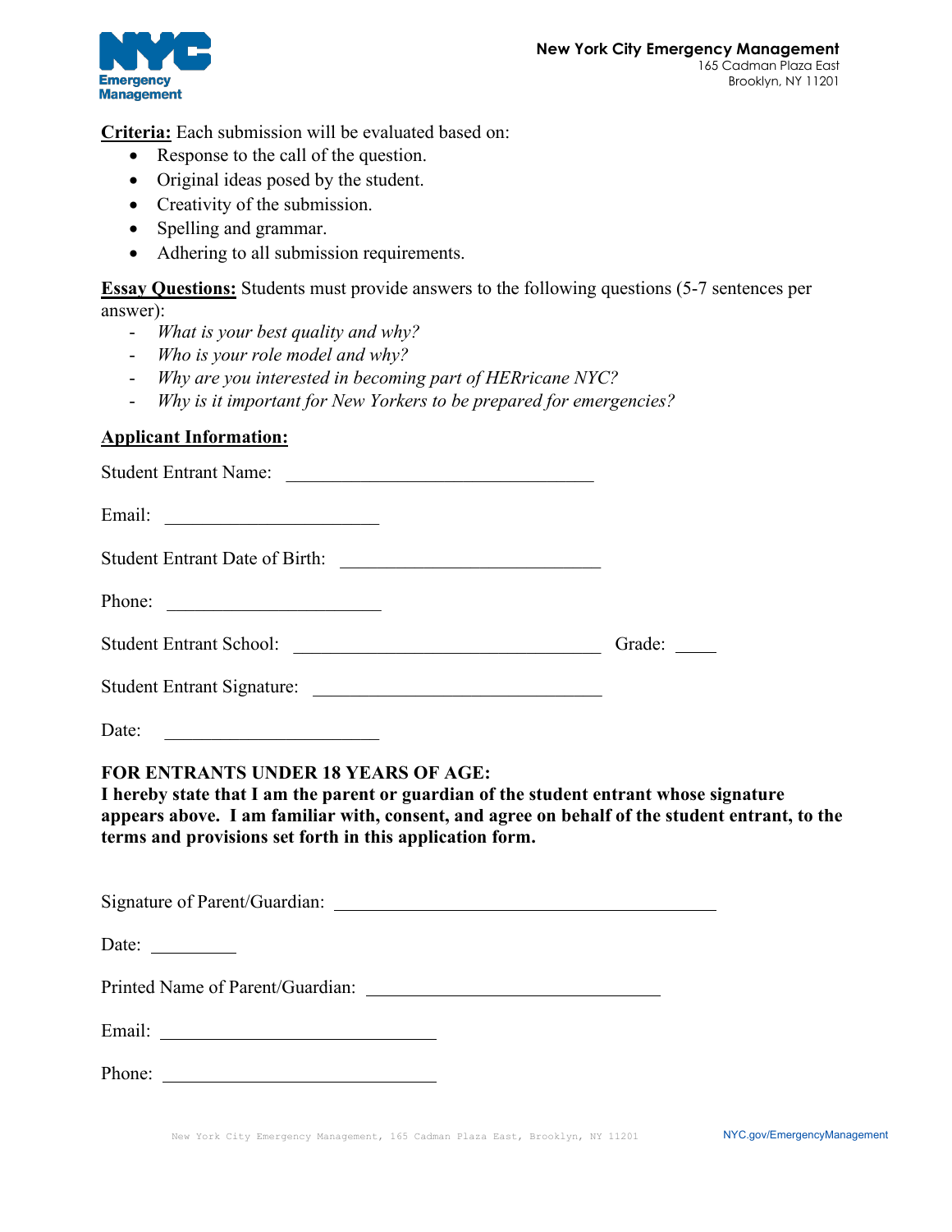**Criteria:** Each submission will be evaluated based on:

- Response to the call of the question.
- Original ideas posed by the student.
- Creativity of the submission.
- Spelling and grammar.
- Adhering to all submission requirements.

**Essay Questions:** Students must provide answers to the following questions (5-7 sentences per answer):

- *What is your best quality and why?*
- *Who is your role model and why?*
- *Why are you interested in becoming part of HERricane NYC?*
- *Why is it important for New Yorkers to be prepared for emergencies?*

**Applicant Information:**

Student Entrant Name: ________________________________

Email: ____________________

Student Entrant Date of Birth: ___________________________

Phone: ____________________

Student Entrant School: ________________________________ Grade: ____

Student Entrant Signature: ______________________________

Date: ____________________

**FOR ENTRANTS UNDER 18 YEARS OF AGE:**
**I hereby state that I am the parent or guardian of the student entrant whose signature appears above. I am familiar with, consent, and agree on behalf of the student entrant, to the terms and provisions set forth in this application form.**

Signature of Parent/Guardian: ________________________________________

Date: ________

Printed Name of Parent/Guardian: _______________________________

Email: _____________________________

Phone: _____________________________